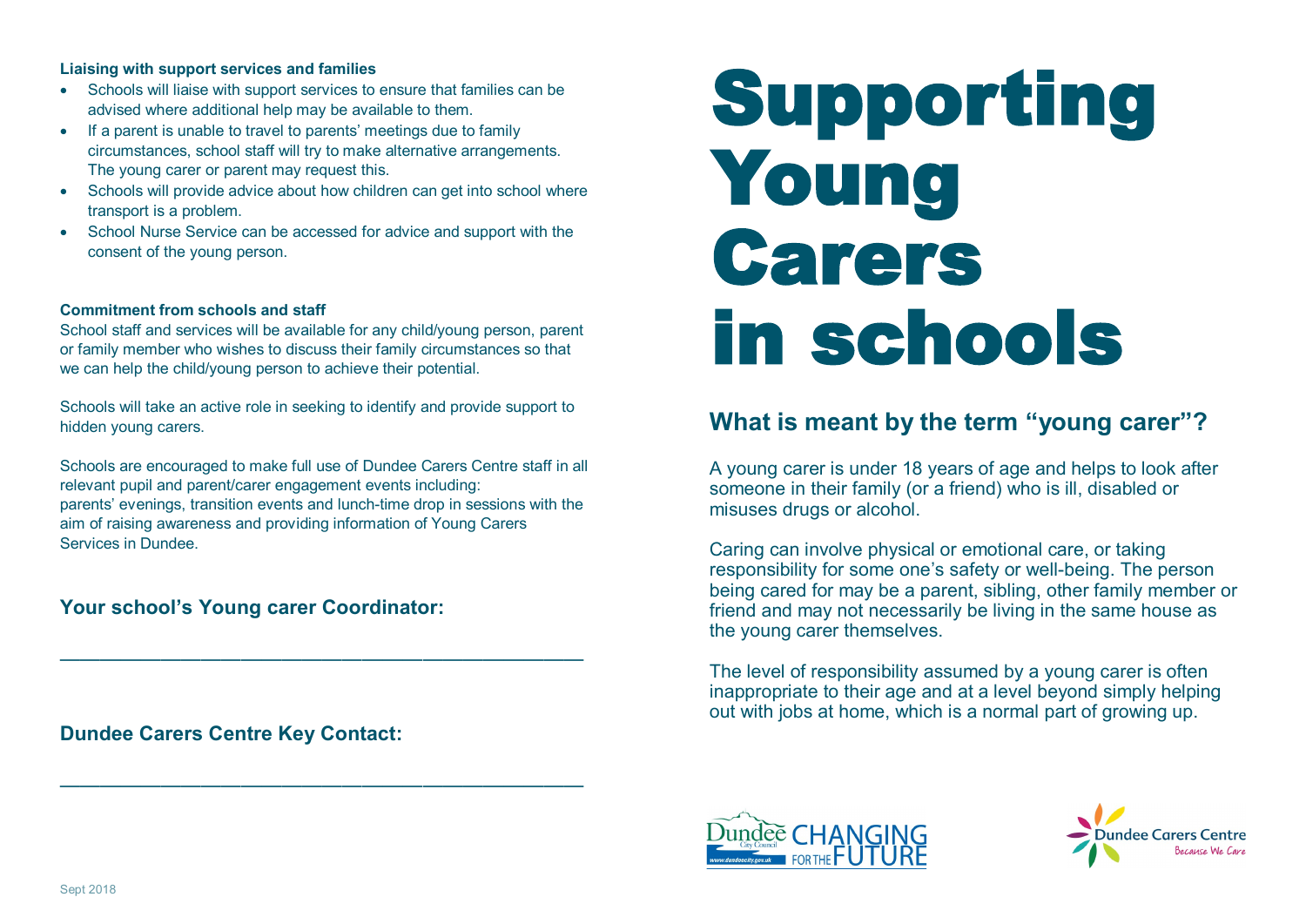# Supporting Young Carers in schools

## What is meant by the term "young carer"?

A young carer is under 18 years of age and helps to look after someone in their family (or a friend) who is ill, disabled or misuses drugs or alcohol.

Caring can involve physical or emotional care, or taking responsibility for some one's safety or well-being. The person being cared for may be a parent, sibling, other family member or friend and may not necessarily be living in the same house as the young carer themselves.

The level of responsibility assumed by a young carer is often inappropriate to their age and at a level beyond simply helping out with jobs at home, which is a normal part of growing up.

**Liaising with support services and families**

- Schools will liaise with support services to ensure that families can be advised where additional help may be available to them.
- If a parent is unable to travel to parents' meetings due to family circumstances, school staff will try to make alternative arrangements. The young carer or parent may request this.
- Schools will provide advice about how children can get into school where transport is a problem.
- School Nurse Service can be accessed for advice and support with the consent of the young person.

**Commitment from schools and staff**

School staff and services will be available for any child/young person, parent or family member who wishes to discuss their family circumstances so that we can help the child/young person to achieve their potential.

Schools will take an active role in seeking to identify and provide support to hidden young carers.

Schools are encouraged to make full use of Dundee Carers Centre staff in all relevant pupil and parent/carer engagement events including: parents' evenings, transition events and lunch-time drop in sessions with the aim of raising awareness and providing information of Young Carers Services in Dundee.

### Your school's Young carer Coordinator:

_______________________________________________

### Dundee Carers Centre Key Contact:

_______________________________________________

Dundee City Council — CHANGING FOR THE FUTURE — www.dundeecity.gov.uk

Dundee Carers Centre — Because We Care

Sept 2018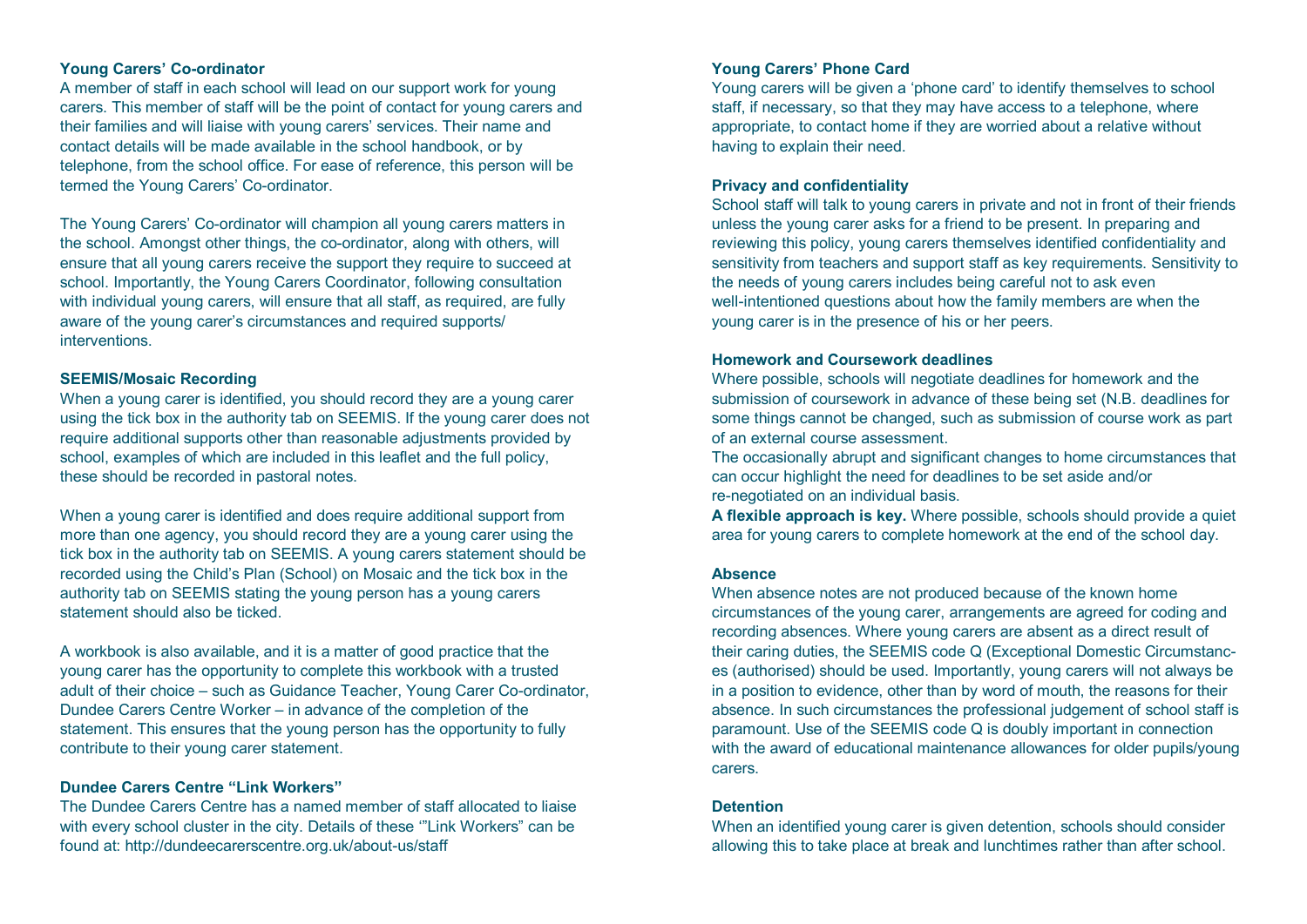### Young Carers' Co-ordinator

A member of staff in each school will lead on our support work for young carers. This member of staff will be the point of contact for young carers and their families and will liaise with young carers' services. Their name and contact details will be made available in the school handbook, or by telephone, from the school office. For ease of reference, this person will be termed the Young Carers' Co-ordinator.

The Young Carers' Co-ordinator will champion all young carers matters in the school. Amongst other things, the co-ordinator, along with others, will ensure that all young carers receive the support they require to succeed at school. Importantly, the Young Carers Coordinator, following consultation with individual young carers, will ensure that all staff, as required, are fully aware of the young carer's circumstances and required supports/ interventions.

### SEEMIS/Mosaic Recording

When a young carer is identified, you should record they are a young carer using the tick box in the authority tab on SEEMIS. If the young carer does not require additional supports other than reasonable adjustments provided by school, examples of which are included in this leaflet and the full policy, these should be recorded in pastoral notes.

When a young carer is identified and does require additional support from more than one agency, you should record they are a young carer using the tick box in the authority tab on SEEMIS. A young carers statement should be recorded using the Child's Plan (School) on Mosaic and the tick box in the authority tab on SEEMIS stating the young person has a young carers statement should also be ticked.

A workbook is also available, and it is a matter of good practice that the young carer has the opportunity to complete this workbook with a trusted adult of their choice – such as Guidance Teacher, Young Carer Co-ordinator, Dundee Carers Centre Worker – in advance of the completion of the statement. This ensures that the young person has the opportunity to fully contribute to their young carer statement.

### Dundee Carers Centre "Link Workers"

The Dundee Carers Centre has a named member of staff allocated to liaise with every school cluster in the city. Details of these '"Link Workers" can be found at: http://dundeecarerscentre.org.uk/about-us/staff

### Young Carers' Phone Card

Young carers will be given a 'phone card' to identify themselves to school staff, if necessary, so that they may have access to a telephone, where appropriate, to contact home if they are worried about a relative without having to explain their need.

### Privacy and confidentiality

School staff will talk to young carers in private and not in front of their friends unless the young carer asks for a friend to be present. In preparing and reviewing this policy, young carers themselves identified confidentiality and sensitivity from teachers and support staff as key requirements. Sensitivity to the needs of young carers includes being careful not to ask even well-intentioned questions about how the family members are when the young carer is in the presence of his or her peers.

### Homework and Coursework deadlines

Where possible, schools will negotiate deadlines for homework and the submission of coursework in advance of these being set (N.B. deadlines for some things cannot be changed, such as submission of course work as part of an external course assessment.

The occasionally abrupt and significant changes to home circumstances that can occur highlight the need for deadlines to be set aside and/or re-negotiated on an individual basis.

**A flexible approach is key.** Where possible, schools should provide a quiet area for young carers to complete homework at the end of the school day.

### Absence

When absence notes are not produced because of the known home circumstances of the young carer, arrangements are agreed for coding and recording absences. Where young carers are absent as a direct result of their caring duties, the SEEMIS code Q (Exceptional Domestic Circumstances (authorised) should be used. Importantly, young carers will not always be in a position to evidence, other than by word of mouth, the reasons for their absence. In such circumstances the professional judgement of school staff is paramount. Use of the SEEMIS code Q is doubly important in connection with the award of educational maintenance allowances for older pupils/young carers.

### Detention

When an identified young carer is given detention, schools should consider allowing this to take place at break and lunchtimes rather than after school.